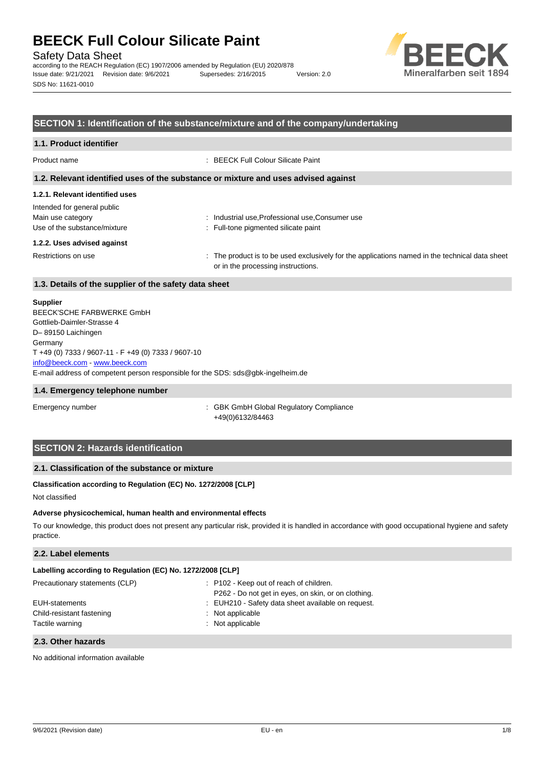# BEECK Full Colour Silicate Paint

Safety Data Sheet

according to the REACH Regulation (EC) 1907/2006 amended by Regulation (EU) 2020/878

Issue date: 9/21/2021 Revision date: 9/6/2021 Supersedes: 2/16/2015 Version: 2.0

SDS No: 11621-0010

## SECTION 1: Identification of the substance/mixture and of the company/undertaking

### 1.1. Product identifier

Product name : BEECK Full Colour Silicate Paint

### 1.2. Relevant identified uses of the substance or mixture and uses advised against

#### 1.2.1. Relevant identified uses

Intended for general public

Main use category : Industrial use,Professional use,Consumer use

Use of the substance/mixture : Full-tone pigmented silicate paint

#### 1.2.2. Uses advised against

Restrictions on use : The product is to be used exclusively for the applications named in the technical data sheet or in the processing instructions.

### 1.3. Details of the supplier of the safety data sheet

**Supplier**

BEECK'SCHE FARBWERKE GmbH
Gottlieb-Daimler-Strasse 4
D– 89150 Laichingen
Germany
T +49 (0) 7333 / 9607-11 - F +49 (0) 7333 / 9607-10
info@beeck.com - www.beeck.com
E-mail address of competent person responsible for the SDS: sds@gbk-ingelheim.de

### 1.4. Emergency telephone number

Emergency number : GBK GmbH Global Regulatory Compliance
+49(0)6132/84463

## SECTION 2: Hazards identification

### 2.1. Classification of the substance or mixture

**Classification according to Regulation (EC) No. 1272/2008 [CLP]**

Not classified

**Adverse physicochemical, human health and environmental effects**

To our knowledge, this product does not present any particular risk, provided it is handled in accordance with good occupational hygiene and safety practice.

### 2.2. Label elements

**Labelling according to Regulation (EC) No. 1272/2008 [CLP]**

Precautionary statements (CLP) : P102 - Keep out of reach of children.
P262 - Do not get in eyes, on skin, or on clothing.

EUH-statements : EUH210 - Safety data sheet available on request.

Child-resistant fastening : Not applicable

Tactile warning : Not applicable

### 2.3. Other hazards

No additional information available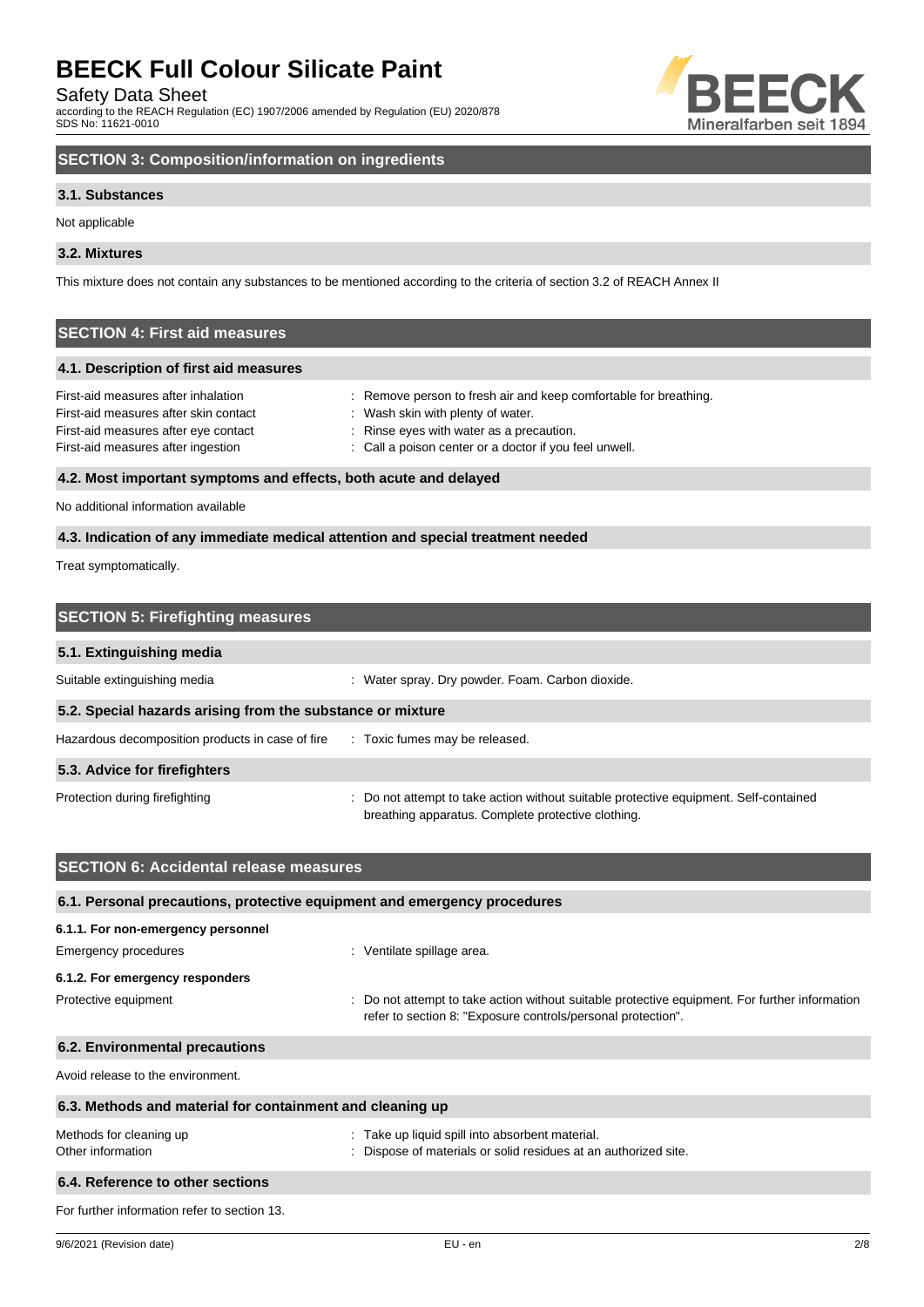## SECTION 3: Composition/information on ingredients

### 3.1. Substances

Not applicable

### 3.2. Mixtures

This mixture does not contain any substances to be mentioned according to the criteria of section 3.2 of REACH Annex II

## SECTION 4: First aid measures

### 4.1. Description of first aid measures

| | |
|---|---|
| First-aid measures after inhalation | : Remove person to fresh air and keep comfortable for breathing. |
| First-aid measures after skin contact | : Wash skin with plenty of water. |
| First-aid measures after eye contact | : Rinse eyes with water as a precaution. |
| First-aid measures after ingestion | : Call a poison center or a doctor if you feel unwell. |

### 4.2. Most important symptoms and effects, both acute and delayed

No additional information available

### 4.3. Indication of any immediate medical attention and special treatment needed

Treat symptomatically.

## SECTION 5: Firefighting measures

### 5.1. Extinguishing media

| | |
|---|---|
| Suitable extinguishing media | : Water spray. Dry powder. Foam. Carbon dioxide. |

### 5.2. Special hazards arising from the substance or mixture

| | |
|---|---|
| Hazardous decomposition products in case of fire | : Toxic fumes may be released. |

### 5.3. Advice for firefighters

| | |
|---|---|
| Protection during firefighting | : Do not attempt to take action without suitable protective equipment. Self-contained breathing apparatus. Complete protective clothing. |

## SECTION 6: Accidental release measures

### 6.1. Personal precautions, protective equipment and emergency procedures

#### 6.1.1. For non-emergency personnel

| | |
|---|---|
| Emergency procedures | : Ventilate spillage area. |

#### 6.1.2. For emergency responders

| | |
|---|---|
| Protective equipment | : Do not attempt to take action without suitable protective equipment. For further information refer to section 8: "Exposure controls/personal protection". |

### 6.2. Environmental precautions

Avoid release to the environment.

### 6.3. Methods and material for containment and cleaning up

| | |
|---|---|
| Methods for cleaning up | : Take up liquid spill into absorbent material. |
| Other information | : Dispose of materials or solid residues at an authorized site. |

### 6.4. Reference to other sections

For further information refer to section 13.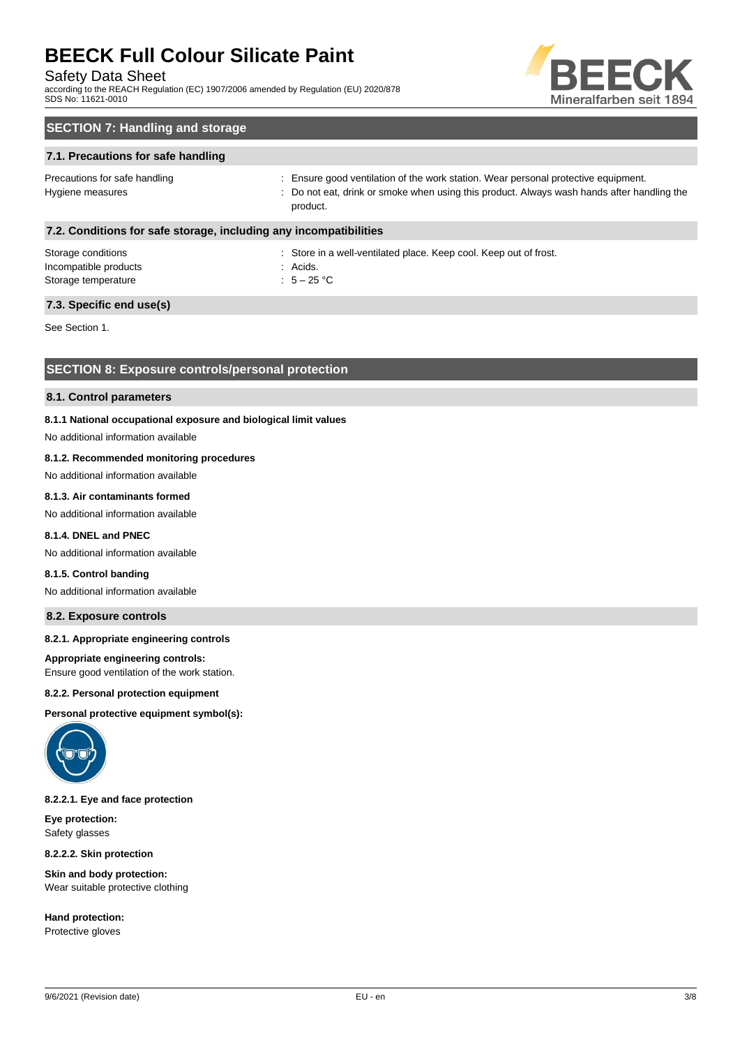## SECTION 7: Handling and storage

### 7.1. Precautions for safe handling

| | |
|---|---|
| Precautions for safe handling | : Ensure good ventilation of the work station. Wear personal protective equipment. |
| Hygiene measures | : Do not eat, drink or smoke when using this product. Always wash hands after handling the product. |

### 7.2. Conditions for safe storage, including any incompatibilities

| | |
|---|---|
| Storage conditions | : Store in a well-ventilated place. Keep cool. Keep out of frost. |
| Incompatible products | : Acids. |
| Storage temperature | : 5 – 25 °C |

### 7.3. Specific end use(s)

See Section 1.

## SECTION 8: Exposure controls/personal protection

### 8.1. Control parameters

#### 8.1.1 National occupational exposure and biological limit values

No additional information available

#### 8.1.2. Recommended monitoring procedures

No additional information available

#### 8.1.3. Air contaminants formed

No additional information available

#### 8.1.4. DNEL and PNEC

No additional information available

#### 8.1.5. Control banding

No additional information available

### 8.2. Exposure controls

#### 8.2.1. Appropriate engineering controls

**Appropriate engineering controls:**
Ensure good ventilation of the work station.

#### 8.2.2. Personal protection equipment

**Personal protective equipment symbol(s):**

#### 8.2.2.1. Eye and face protection

**Eye protection:**
Safety glasses

#### 8.2.2.2. Skin protection

**Skin and body protection:**
Wear suitable protective clothing

**Hand protection:**
Protective gloves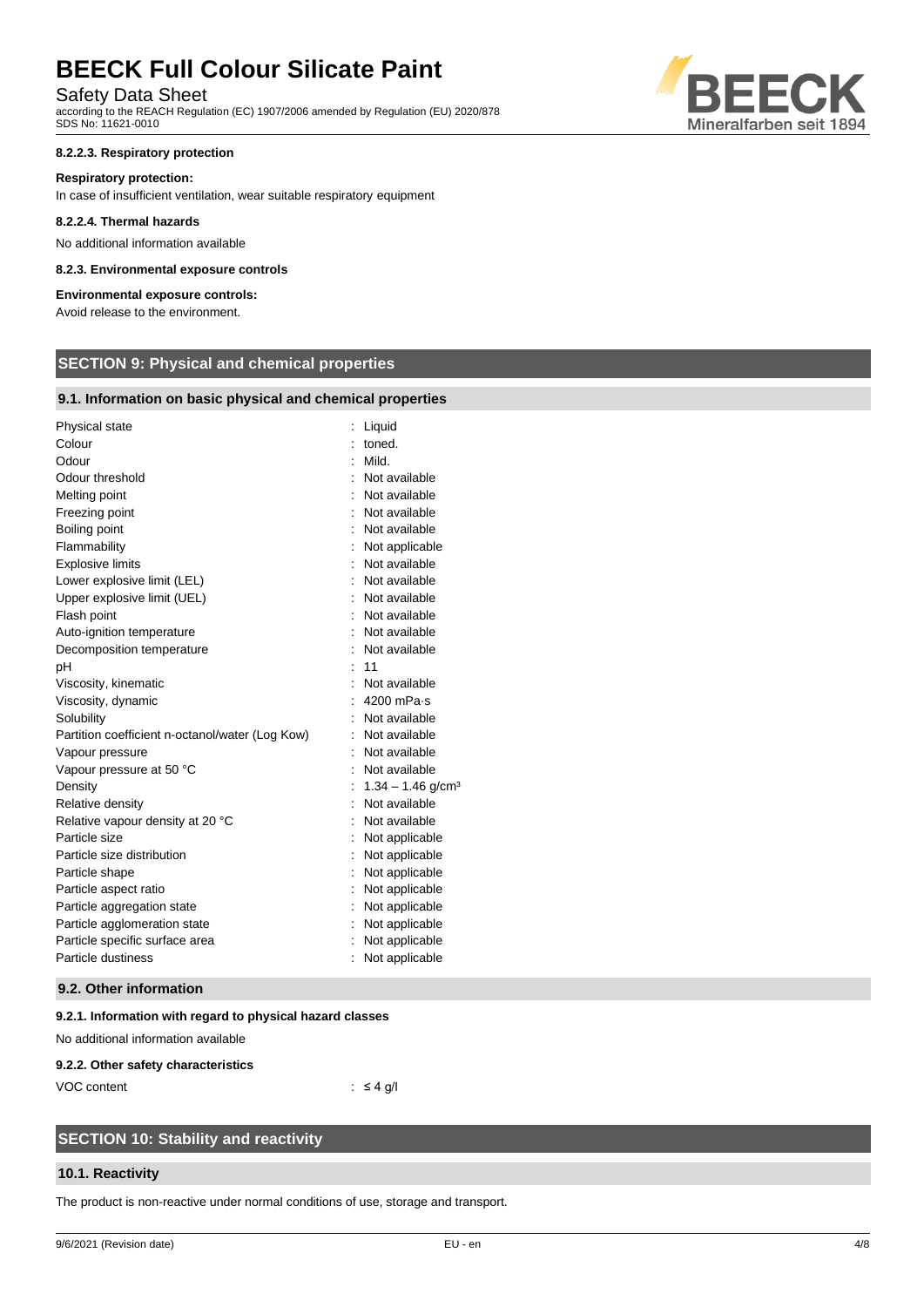#### 8.2.2.3. Respiratory protection

**Respiratory protection:**

In case of insufficient ventilation, wear suitable respiratory equipment

#### 8.2.2.4. Thermal hazards

No additional information available

#### 8.2.3. Environmental exposure controls

**Environmental exposure controls:**

Avoid release to the environment.

## SECTION 9: Physical and chemical properties

### 9.1. Information on basic physical and chemical properties

| Property | Value |
|---|---|
| Physical state | : Liquid |
| Colour | : toned. |
| Odour | : Mild. |
| Odour threshold | : Not available |
| Melting point | : Not available |
| Freezing point | : Not available |
| Boiling point | : Not available |
| Flammability | : Not applicable |
| Explosive limits | : Not available |
| Lower explosive limit (LEL) | : Not available |
| Upper explosive limit (UEL) | : Not available |
| Flash point | : Not available |
| Auto-ignition temperature | : Not available |
| Decomposition temperature | : Not available |
| pH | : 11 |
| Viscosity, kinematic | : Not available |
| Viscosity, dynamic | : 4200 mPa·s |
| Solubility | : Not available |
| Partition coefficient n-octanol/water (Log Kow) | : Not available |
| Vapour pressure | : Not available |
| Vapour pressure at 50 °C | : Not available |
| Density | : 1.34 – 1.46 g/cm³ |
| Relative density | : Not available |
| Relative vapour density at 20 °C | : Not available |
| Particle size | : Not applicable |
| Particle size distribution | : Not applicable |
| Particle shape | : Not applicable |
| Particle aspect ratio | : Not applicable |
| Particle aggregation state | : Not applicable |
| Particle agglomeration state | : Not applicable |
| Particle specific surface area | : Not applicable |
| Particle dustiness | : Not applicable |

### 9.2. Other information

#### 9.2.1. Information with regard to physical hazard classes

No additional information available

#### 9.2.2. Other safety characteristics

VOC content : ≤ 4 g/l

## SECTION 10: Stability and reactivity

### 10.1. Reactivity

The product is non-reactive under normal conditions of use, storage and transport.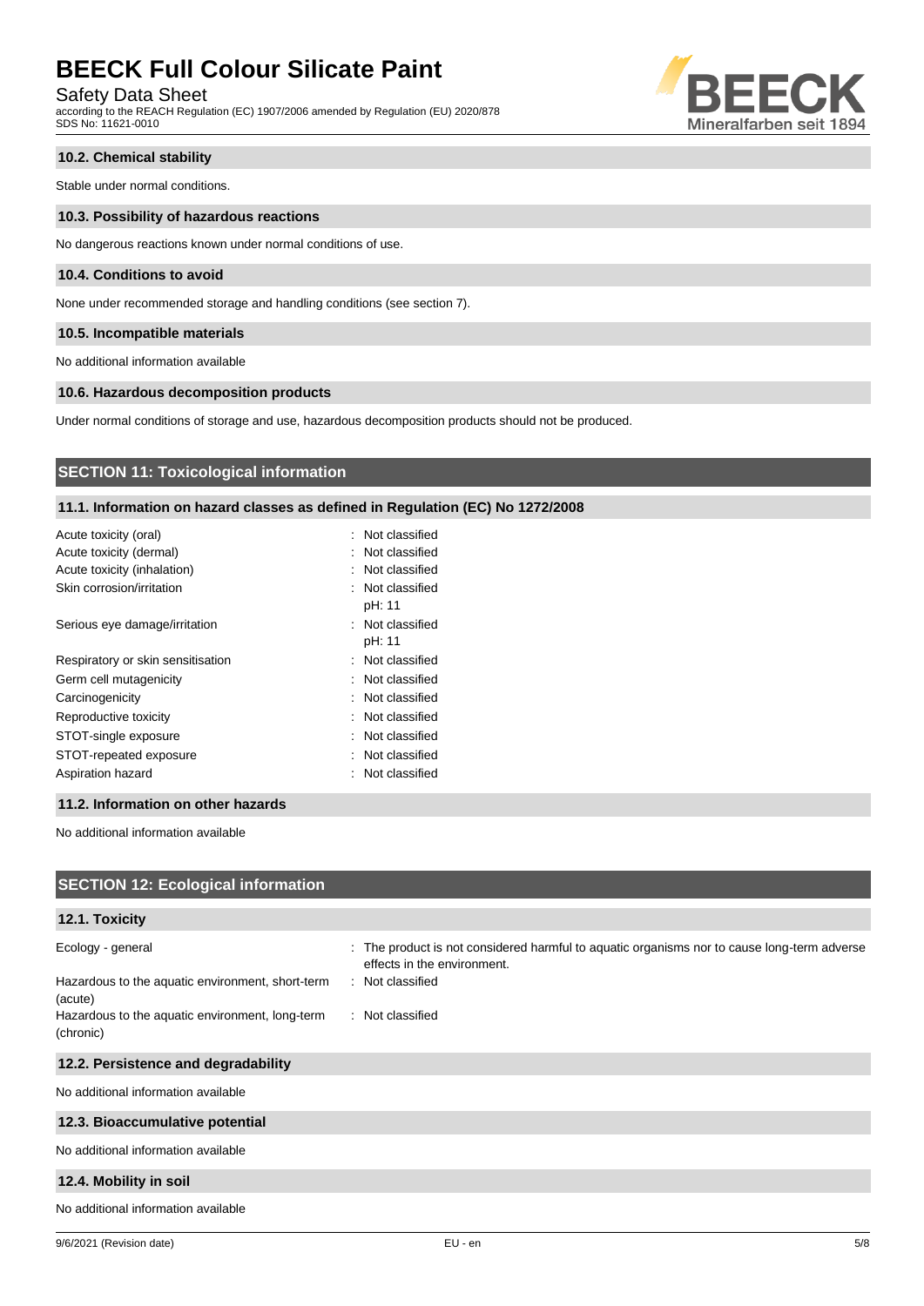### 10.2. Chemical stability

Stable under normal conditions.

### 10.3. Possibility of hazardous reactions

No dangerous reactions known under normal conditions of use.

### 10.4. Conditions to avoid

None under recommended storage and handling conditions (see section 7).

### 10.5. Incompatible materials

No additional information available

### 10.6. Hazardous decomposition products

Under normal conditions of storage and use, hazardous decomposition products should not be produced.

## SECTION 11: Toxicological information

### 11.1. Information on hazard classes as defined in Regulation (EC) No 1272/2008

| | |
|---|---|
| Acute toxicity (oral) | : Not classified |
| Acute toxicity (dermal) | : Not classified |
| Acute toxicity (inhalation) | : Not classified |
| Skin corrosion/irritation | : Not classified<br>pH: 11 |
| Serious eye damage/irritation | : Not classified<br>pH: 11 |
| Respiratory or skin sensitisation | : Not classified |
| Germ cell mutagenicity | : Not classified |
| Carcinogenicity | : Not classified |
| Reproductive toxicity | : Not classified |
| STOT-single exposure | : Not classified |
| STOT-repeated exposure | : Not classified |
| Aspiration hazard | : Not classified |

### 11.2. Information on other hazards

No additional information available

## SECTION 12: Ecological information

### 12.1. Toxicity

| | |
|---|---|
| Ecology - general | : The product is not considered harmful to aquatic organisms nor to cause long-term adverse effects in the environment. |
| Hazardous to the aquatic environment, short-term (acute) | : Not classified |
| Hazardous to the aquatic environment, long-term (chronic) | : Not classified |

### 12.2. Persistence and degradability

No additional information available

### 12.3. Bioaccumulative potential

No additional information available

### 12.4. Mobility in soil

No additional information available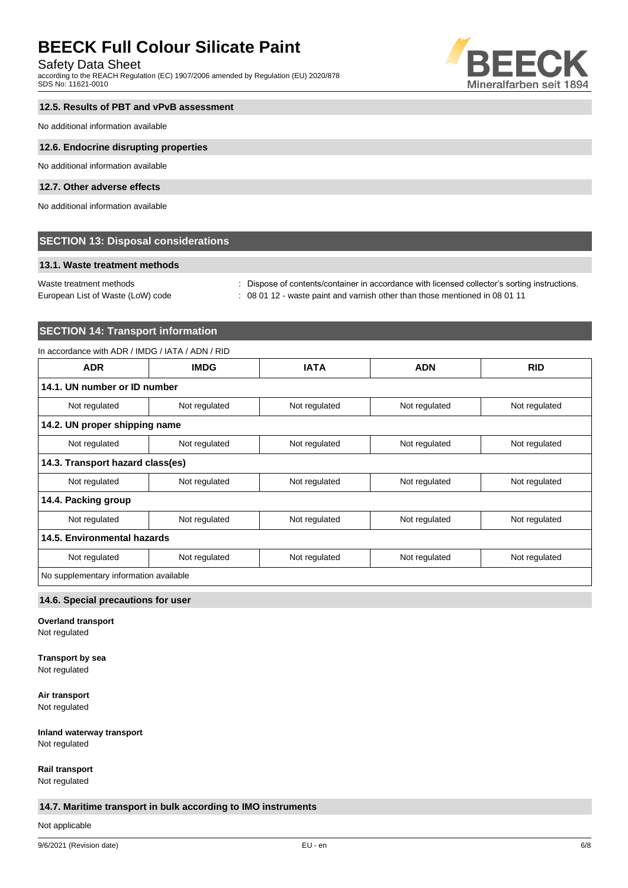### 12.5. Results of PBT and vPvB assessment

No additional information available

### 12.6. Endocrine disrupting properties

No additional information available

### 12.7. Other adverse effects

No additional information available

## SECTION 13: Disposal considerations

### 13.1. Waste treatment methods

Waste treatment methods : Dispose of contents/container in accordance with licensed collector's sorting instructions.

European List of Waste (LoW) code : 08 01 12 - waste paint and varnish other than those mentioned in 08 01 11

## SECTION 14: Transport information

In accordance with ADR / IMDG / IATA / ADN / RID

| ADR | IMDG | IATA | ADN | RID |
|---|---|---|---|---|
| **14.1. UN number or ID number** | | | | |
| Not regulated | Not regulated | Not regulated | Not regulated | Not regulated |
| **14.2. UN proper shipping name** | | | | |
| Not regulated | Not regulated | Not regulated | Not regulated | Not regulated |
| **14.3. Transport hazard class(es)** | | | | |
| Not regulated | Not regulated | Not regulated | Not regulated | Not regulated |
| **14.4. Packing group** | | | | |
| Not regulated | Not regulated | Not regulated | Not regulated | Not regulated |
| **14.5. Environmental hazards** | | | | |
| Not regulated | Not regulated | Not regulated | Not regulated | Not regulated |
| No supplementary information available | | | | |

### 14.6. Special precautions for user

**Overland transport**
Not regulated

**Transport by sea**
Not regulated

**Air transport**
Not regulated

**Inland waterway transport**
Not regulated

**Rail transport**
Not regulated

### 14.7. Maritime transport in bulk according to IMO instruments

Not applicable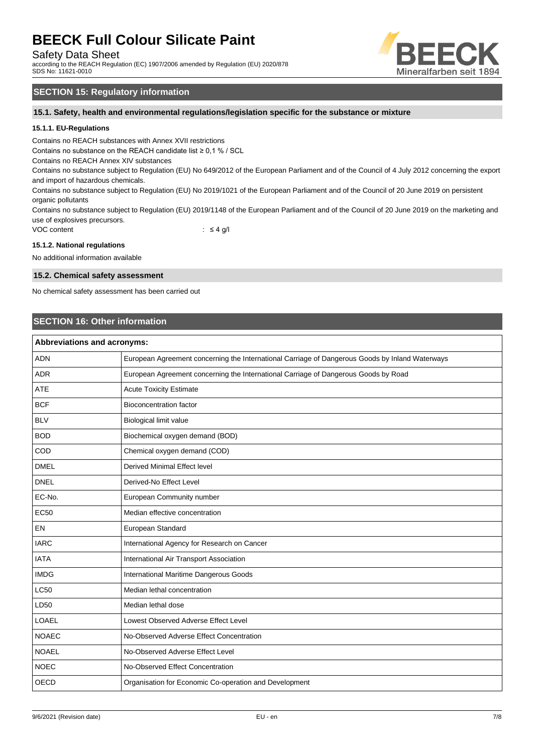## SECTION 15: Regulatory information

### 15.1. Safety, health and environmental regulations/legislation specific for the substance or mixture

#### 15.1.1. EU-Regulations

Contains no REACH substances with Annex XVII restrictions

Contains no substance on the REACH candidate list ≥ 0,1 % / SCL

Contains no REACH Annex XIV substances

Contains no substance subject to Regulation (EU) No 649/2012 of the European Parliament and of the Council of 4 July 2012 concerning the export and import of hazardous chemicals.

Contains no substance subject to Regulation (EU) No 2019/1021 of the European Parliament and of the Council of 20 June 2019 on persistent organic pollutants

Contains no substance subject to Regulation (EU) 2019/1148 of the European Parliament and of the Council of 20 June 2019 on the marketing and use of explosives precursors.

VOC content : ≤ 4 g/l

#### 15.1.2. National regulations

No additional information available

### 15.2. Chemical safety assessment

No chemical safety assessment has been carried out

## SECTION 16: Other information

| Abbreviations and acronyms: | |
|---|---|
| ADN | European Agreement concerning the International Carriage of Dangerous Goods by Inland Waterways |
| ADR | European Agreement concerning the International Carriage of Dangerous Goods by Road |
| ATE | Acute Toxicity Estimate |
| BCF | Bioconcentration factor |
| BLV | Biological limit value |
| BOD | Biochemical oxygen demand (BOD) |
| COD | Chemical oxygen demand (COD) |
| DMEL | Derived Minimal Effect level |
| DNEL | Derived-No Effect Level |
| EC-No. | European Community number |
| EC50 | Median effective concentration |
| EN | European Standard |
| IARC | International Agency for Research on Cancer |
| IATA | International Air Transport Association |
| IMDG | International Maritime Dangerous Goods |
| LC50 | Median lethal concentration |
| LD50 | Median lethal dose |
| LOAEL | Lowest Observed Adverse Effect Level |
| NOAEC | No-Observed Adverse Effect Concentration |
| NOAEL | No-Observed Adverse Effect Level |
| NOEC | No-Observed Effect Concentration |
| OECD | Organisation for Economic Co-operation and Development |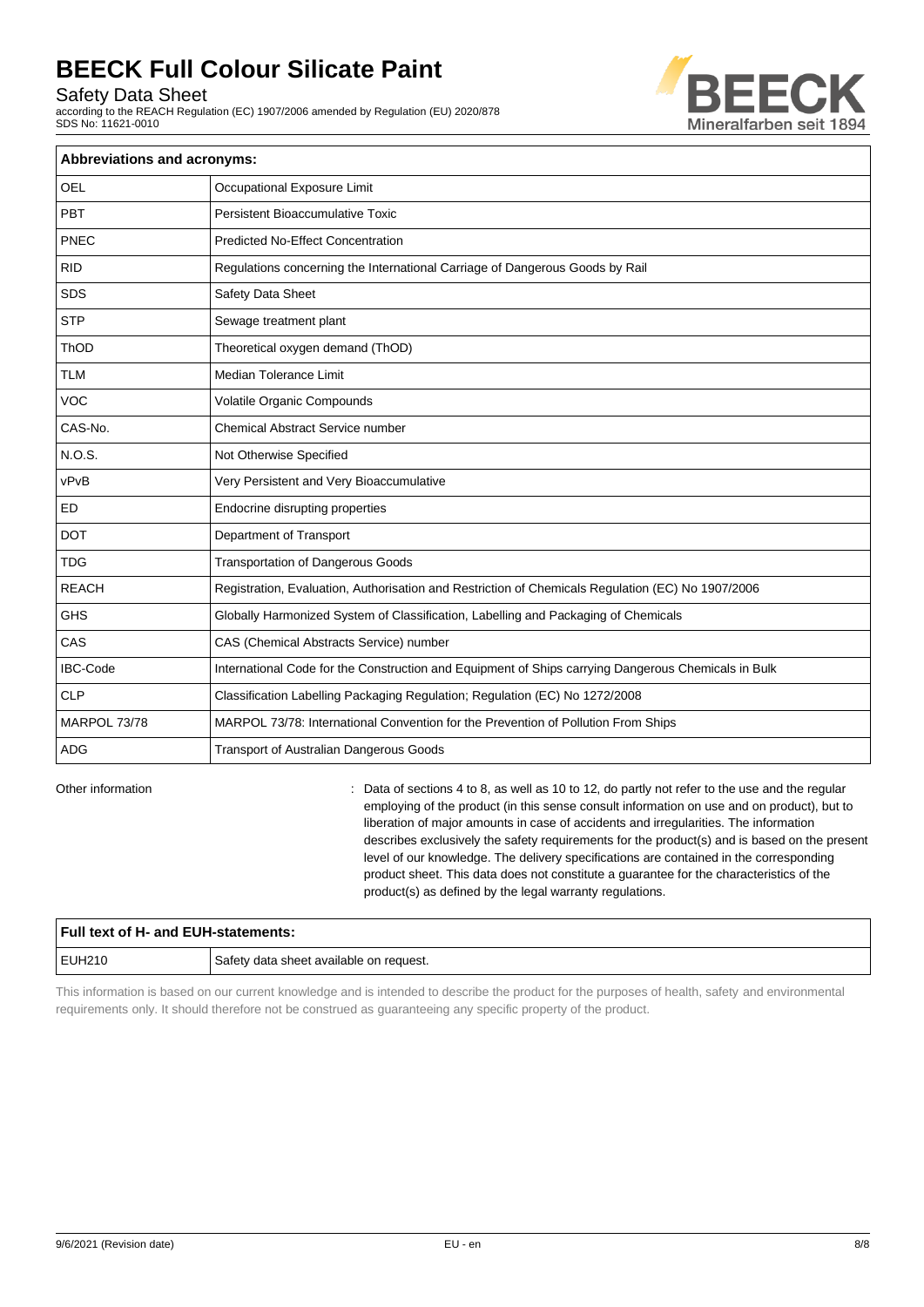| Abbreviations and acronyms: | |
|---|---|
| OEL | Occupational Exposure Limit |
| PBT | Persistent Bioaccumulative Toxic |
| PNEC | Predicted No-Effect Concentration |
| RID | Regulations concerning the International Carriage of Dangerous Goods by Rail |
| SDS | Safety Data Sheet |
| STP | Sewage treatment plant |
| ThOD | Theoretical oxygen demand (ThOD) |
| TLM | Median Tolerance Limit |
| VOC | Volatile Organic Compounds |
| CAS-No. | Chemical Abstract Service number |
| N.O.S. | Not Otherwise Specified |
| vPvB | Very Persistent and Very Bioaccumulative |
| ED | Endocrine disrupting properties |
| DOT | Department of Transport |
| TDG | Transportation of Dangerous Goods |
| REACH | Registration, Evaluation, Authorisation and Restriction of Chemicals Regulation (EC) No 1907/2006 |
| GHS | Globally Harmonized System of Classification, Labelling and Packaging of Chemicals |
| CAS | CAS (Chemical Abstracts Service) number |
| IBC-Code | International Code for the Construction and Equipment of Ships carrying Dangerous Chemicals in Bulk |
| CLP | Classification Labelling Packaging Regulation; Regulation (EC) No 1272/2008 |
| MARPOL 73/78 | MARPOL 73/78: International Convention for the Prevention of Pollution From Ships |
| ADG | Transport of Australian Dangerous Goods |

Other information : Data of sections 4 to 8, as well as 10 to 12, do partly not refer to the use and the regular employing of the product (in this sense consult information on use and on product), but to liberation of major amounts in case of accidents and irregularities. The information describes exclusively the safety requirements for the product(s) and is based on the present level of our knowledge. The delivery specifications are contained in the corresponding product sheet. This data does not constitute a guarantee for the characteristics of the product(s) as defined by the legal warranty regulations.

| Full text of H- and EUH-statements: | |
|---|---|
| EUH210 | Safety data sheet available on request. |

This information is based on our current knowledge and is intended to describe the product for the purposes of health, safety and environmental requirements only. It should therefore not be construed as guaranteeing any specific property of the product.